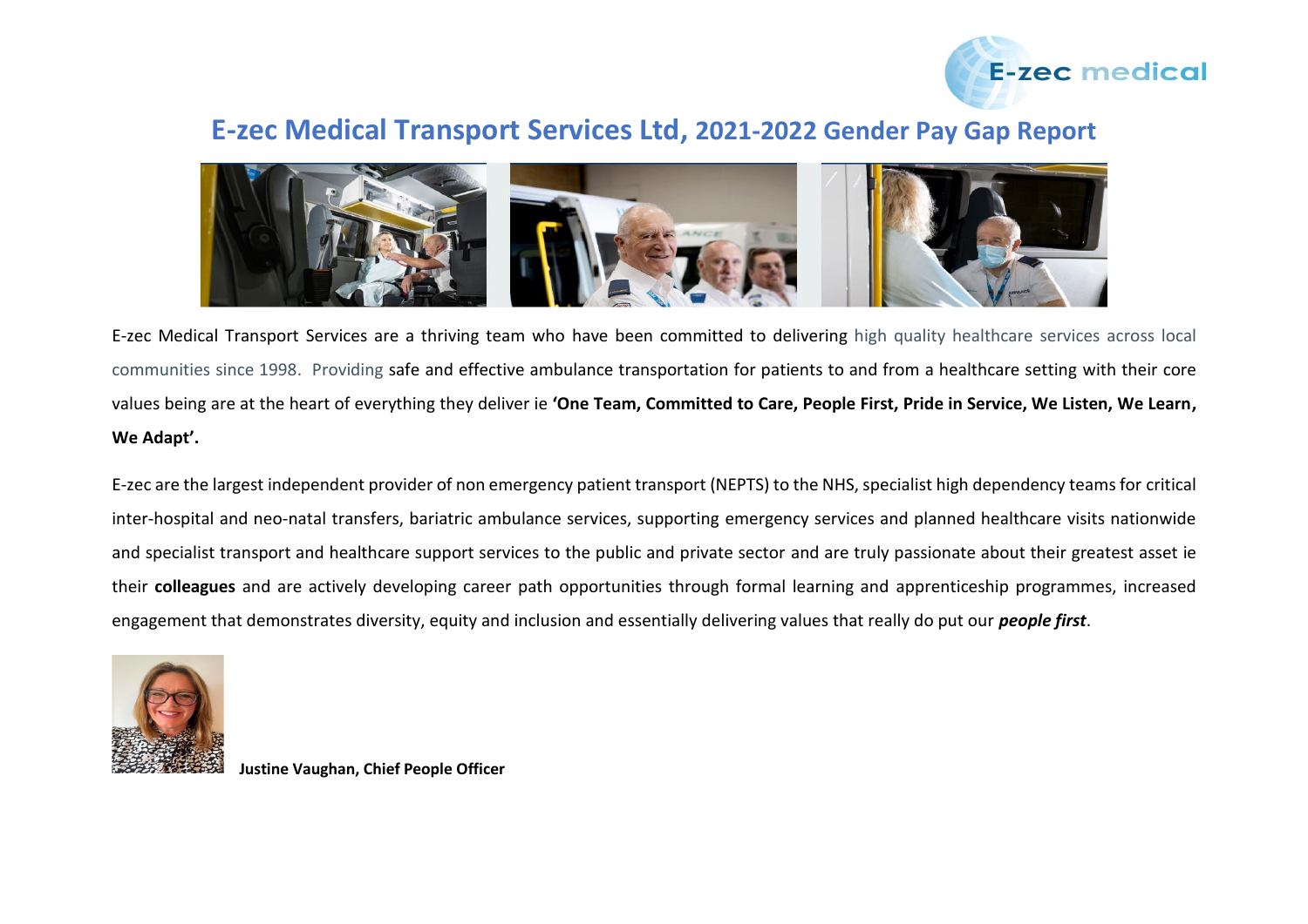# E-zec Medical Transport Services Ltd, 2021-2022 Gender Pay Gap Report

E-zec Medical Transport Services are a thriving team who have been committed to delivering high quality healthcare services across local communities since 1998. Providing safe and effective ambulance transportation for patients to and from a healthcare setting with their core values being are at the heart of everything they deliver ie **'One Team, Committed to Care, People First, Pride in Service, We Listen, We Learn, We Adapt'.**

E-zec are the largest independent provider of non emergency patient transport (NEPTS) to the NHS, specialist high dependency teams for critical inter-hospital and neo-natal transfers, bariatric ambulance services, supporting emergency services and planned healthcare visits nationwide and specialist transport and healthcare support services to the public and private sector and are truly passionate about their greatest asset ie their **colleagues** and are actively developing career path opportunities through formal learning and apprenticeship programmes, increased engagement that demonstrates diversity, equity and inclusion and essentially delivering values that really do put our ***people first***.

**Justine Vaughan, Chief People Officer**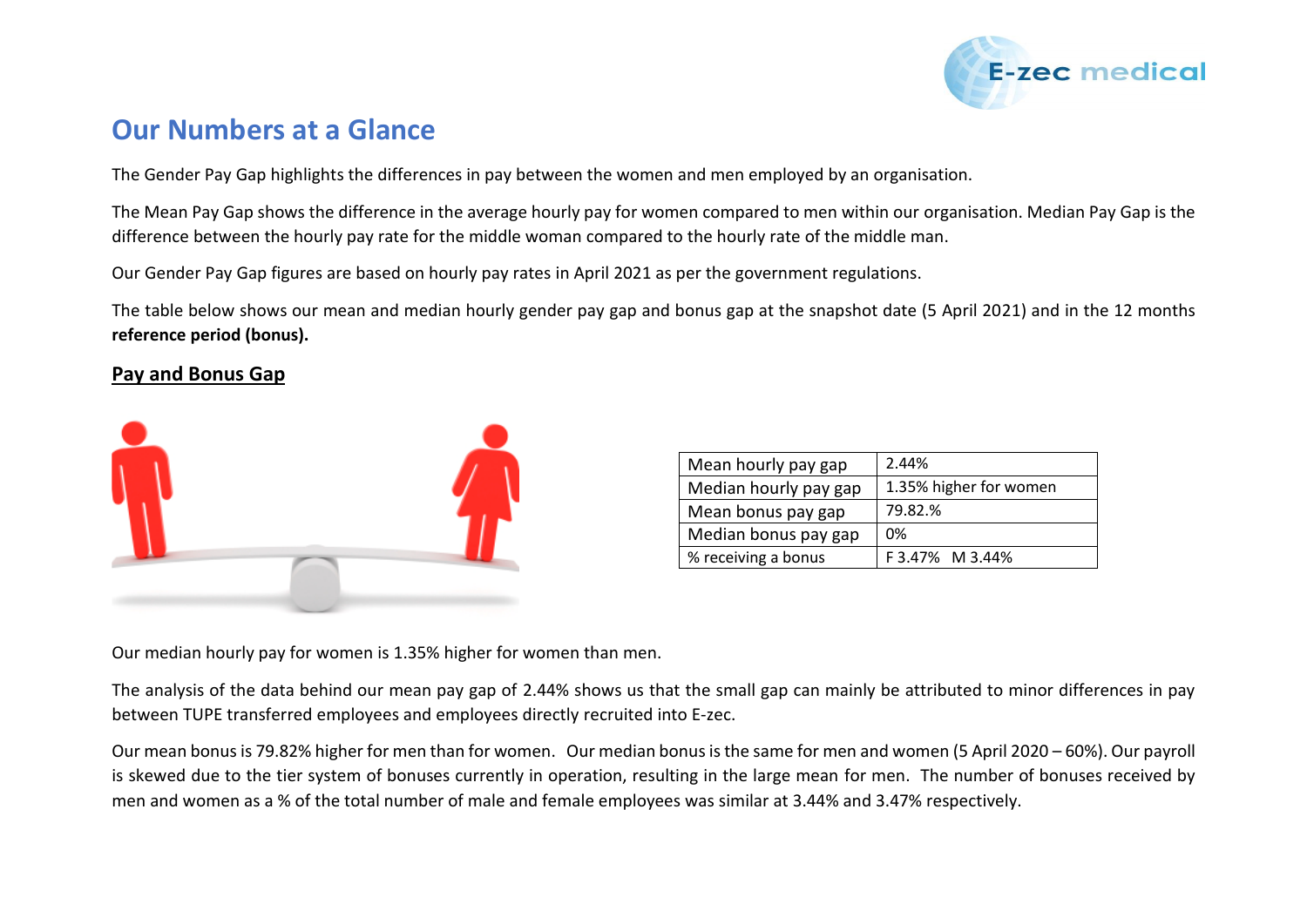## Our Numbers at a Glance

The Gender Pay Gap highlights the differences in pay between the women and men employed by an organisation.

The Mean Pay Gap shows the difference in the average hourly pay for women compared to men within our organisation. Median Pay Gap is the difference between the hourly pay rate for the middle woman compared to the hourly rate of the middle man.

Our Gender Pay Gap figures are based on hourly pay rates in April 2021 as per the government regulations.

The table below shows our mean and median hourly gender pay gap and bonus gap at the snapshot date (5 April 2021) and in the 12 months **reference period (bonus).**

### Pay and Bonus Gap

| | |
|---|---|
| Mean hourly pay gap | 2.44% |
| Median hourly pay gap | 1.35% higher for women |
| Mean bonus pay gap | 79.82.% |
| Median bonus pay gap | 0% |
| % receiving a bonus | F 3.47%   M 3.44% |

Our median hourly pay for women is 1.35% higher for women than men.

The analysis of the data behind our mean pay gap of 2.44% shows us that the small gap can mainly be attributed to minor differences in pay between TUPE transferred employees and employees directly recruited into E-zec.

Our mean bonus is 79.82% higher for men than for women. Our median bonus is the same for men and women (5 April 2020 – 60%). Our payroll is skewed due to the tier system of bonuses currently in operation, resulting in the large mean for men. The number of bonuses received by men and women as a % of the total number of male and female employees was similar at 3.44% and 3.47% respectively.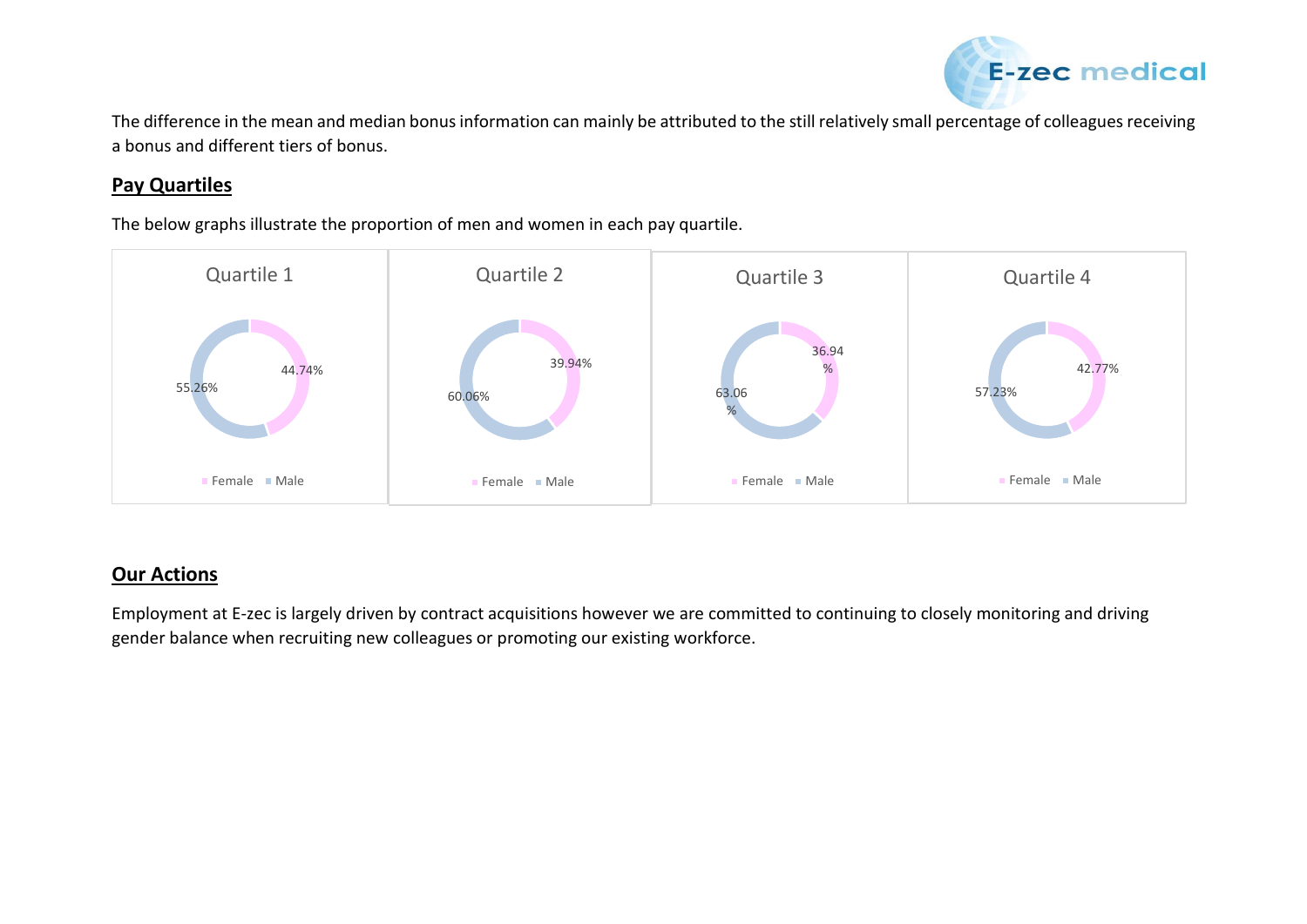The difference in the mean and median bonus information can mainly be attributed to the still relatively small percentage of colleagues receiving a bonus and different tiers of bonus.

## Pay Quartiles

The below graphs illustrate the proportion of men and women in each pay quartile.

Quartile 1

44.74%

55.26%

Female Male

Quartile 2

39.94%

60.06%

Female Male

Quartile 3

36.94 %

63.06 %

Female Male

Quartile 4

42.77%

57.23%

Female Male

## Our Actions

Employment at E-zec is largely driven by contract acquisitions however we are committed to continuing to closely monitoring and driving gender balance when recruiting new colleagues or promoting our existing workforce.